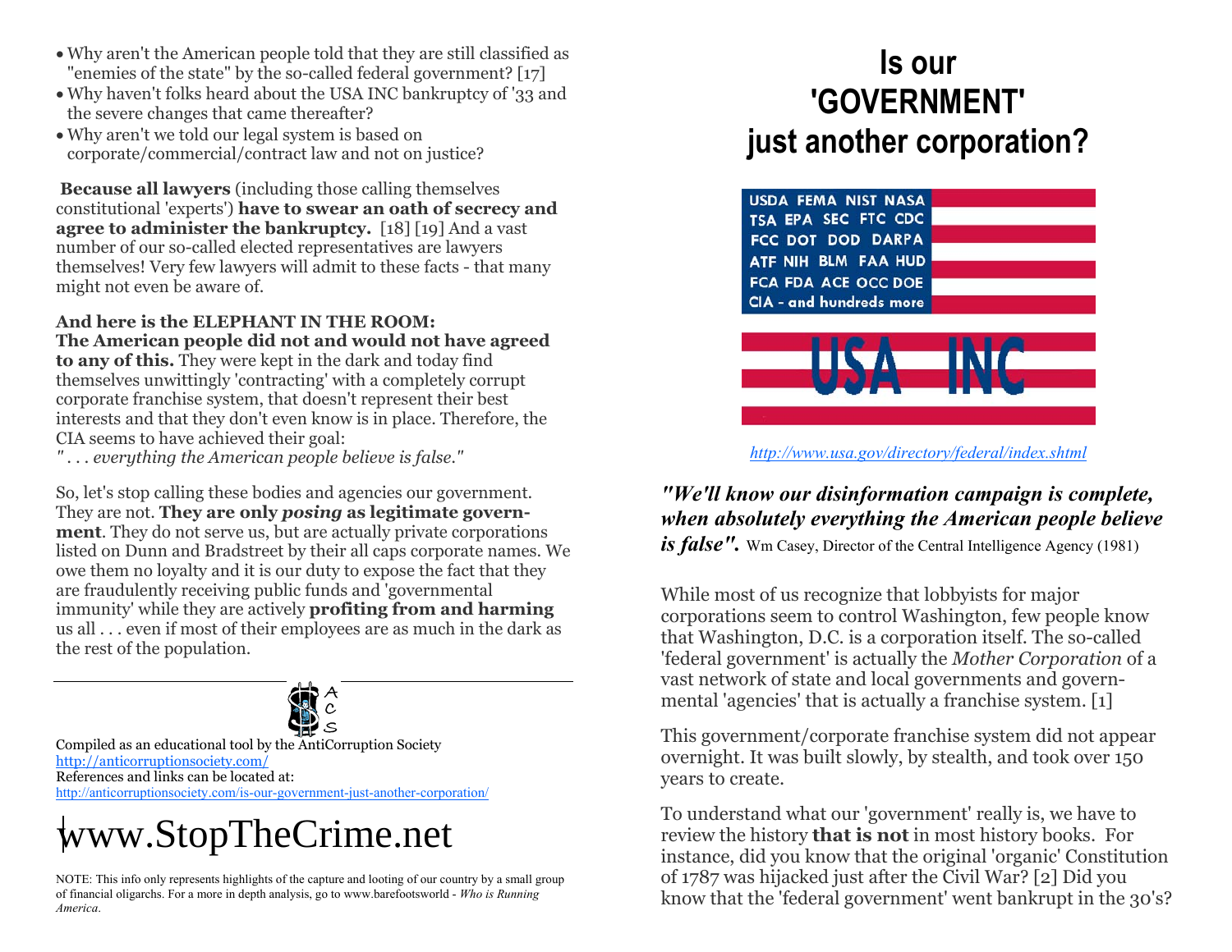- Why aren't the American people told that they are still classified as "enemies of the state" by the so-called federal government? [17]
- Why haven't folks heard about the USA INC bankruptcy of '33 and the severe changes that came thereafter?
- Why aren't we told our legal system is based on corporate/commercial/contract law and not on justice?

**Because all lawyers** (including those calling themselves constitutional 'experts') **have to swear an oath of secrecy and agree to administer the bankruptcy.** [18] [19] And a vast number of our so-called elected representatives are lawyers themselves! Very few lawyers will admit to these facts - that many might not even be aware of.

**And here is the ELEPHANT IN THE ROOM:**
**The American people did not and would not have agreed to any of this.** They were kept in the dark and today find themselves unwittingly 'contracting' with a completely corrupt corporate franchise system, that doesn't represent their best interests and that they don't even know is in place. Therefore, the CIA seems to have achieved their goal:
*" . . . everything the American people believe is false."*

So, let's stop calling these bodies and agencies our government. They are not. **They are only *posing* as legitimate government**. They do not serve us, but are actually private corporations listed on Dunn and Bradstreet by their all caps corporate names. We owe them no loyalty and it is our duty to expose the fact that they are fraudulently receiving public funds and 'governmental immunity' while they are actively **profiting from and harming** us all . . . even if most of their employees are as much in the dark as the rest of the population.

ACS

Compiled as an educational tool by the AntiCorruption Society
http://anticorruptionsociety.com/
References and links can be located at:
http://anticorruptionsociety.com/is-our-government-just-another-corporation/

www.StopTheCrime.net

NOTE: This info only represents highlights of the capture and looting of our country by a small group of financial oligarchs. For a more in depth analysis, go to www.barefootsworld - *Who is Running America.*

# Is our 'GOVERNMENT' just another corporation?

USDA FEMA NIST NASA
TSA EPA SEC FTC CDC
FCC DOT DOD DARPA
ATF NIH BLM FAA HUD
FCA FDA ACE OCC DOE
CIA - and hundreds more

USA INC

http://www.usa.gov/directory/federal/index.shtml

***"We'll know our disinformation campaign is complete, when absolutely everything the American people believe is false".*** Wm Casey, Director of the Central Intelligence Agency (1981)

While most of us recognize that lobbyists for major corporations seem to control Washington, few people know that Washington, D.C. is a corporation itself. The so-called 'federal government' is actually the *Mother Corporation* of a vast network of state and local governments and governmental 'agencies' that is actually a franchise system. [1]

This government/corporate franchise system did not appear overnight. It was built slowly, by stealth, and took over 150 years to create.

To understand what our 'government' really is, we have to review the history **that is not** in most history books. For instance, did you know that the original 'organic' Constitution of 1787 was hijacked just after the Civil War? [2] Did you know that the 'federal government' went bankrupt in the 30's?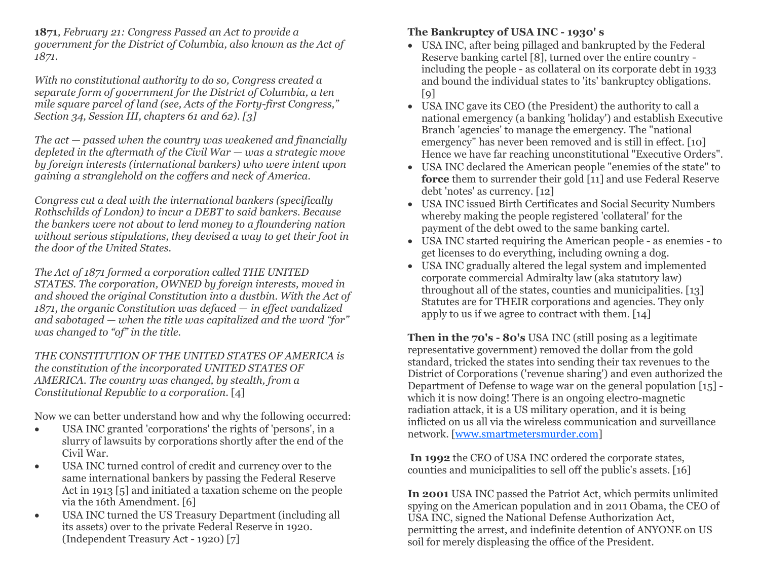**1871**, *February 21: Congress Passed an Act to provide a government for the District of Columbia, also known as the Act of 1871.*

*With no constitutional authority to do so, Congress created a separate form of government for the District of Columbia, a ten mile square parcel of land (see, Acts of the Forty-first Congress," Section 34, Session III, chapters 61 and 62). [3]*

*The act — passed when the country was weakened and financially depleted in the aftermath of the Civil War — was a strategic move by foreign interests (international bankers) who were intent upon gaining a stranglehold on the coffers and neck of America.*

*Congress cut a deal with the international bankers (specifically Rothschilds of London) to incur a DEBT to said bankers. Because the bankers were not about to lend money to a floundering nation without serious stipulations, they devised a way to get their foot in the door of the United States.*

*The Act of 1871 formed a corporation called THE UNITED STATES. The corporation, OWNED by foreign interests, moved in and shoved the original Constitution into a dustbin. With the Act of 1871, the organic Constitution was defaced — in effect vandalized and sabotaged — when the title was capitalized and the word "for" was changed to "of" in the title.*

*THE CONSTITUTION OF THE UNITED STATES OF AMERICA is the constitution of the incorporated UNITED STATES OF AMERICA. The country was changed, by stealth, from a Constitutional Republic to a corporation.* [4]

Now we can better understand how and why the following occurred:

- USA INC granted 'corporations' the rights of 'persons', in a slurry of lawsuits by corporations shortly after the end of the Civil War.
- USA INC turned control of credit and currency over to the same international bankers by passing the Federal Reserve Act in 1913 [5] and initiated a taxation scheme on the people via the 16th Amendment. [6]
- USA INC turned the US Treasury Department (including all its assets) over to the private Federal Reserve in 1920. (Independent Treasury Act - 1920) [7]

**The Bankruptcy of USA INC - 1930' s**

- USA INC, after being pillaged and bankrupted by the Federal Reserve banking cartel [8], turned over the entire country - including the people - as collateral on its corporate debt in 1933 and bound the individual states to 'its' bankruptcy obligations. [9]
- USA INC gave its CEO (the President) the authority to call a national emergency (a banking 'holiday') and establish Executive Branch 'agencies' to manage the emergency. The "national emergency" has never been removed and is still in effect. [10] Hence we have far reaching unconstitutional "Executive Orders".
- USA INC declared the American people "enemies of the state" to **force** them to surrender their gold [11] and use Federal Reserve debt 'notes' as currency. [12]
- USA INC issued Birth Certificates and Social Security Numbers whereby making the people registered 'collateral' for the payment of the debt owed to the same banking cartel.
- USA INC started requiring the American people - as enemies - to get licenses to do everything, including owning a dog.
- USA INC gradually altered the legal system and implemented corporate commercial Admiralty law (aka statutory law) throughout all of the states, counties and municipalities. [13] Statutes are for THEIR corporations and agencies. They only apply to us if we agree to contract with them. [14]

**Then in the 70's - 80's** USA INC (still posing as a legitimate representative government) removed the dollar from the gold standard, tricked the states into sending their tax revenues to the District of Corporations ('revenue sharing') and even authorized the Department of Defense to wage war on the general population [15] - which it is now doing! There is an ongoing electro-magnetic radiation attack, it is a US military operation, and it is being inflicted on us all via the wireless communication and surveillance network. [www.smartmetersmurder.com]

**In 1992** the CEO of USA INC ordered the corporate states, counties and municipalities to sell off the public's assets. [16]

**In 2001** USA INC passed the Patriot Act, which permits unlimited spying on the American population and in 2011 Obama, the CEO of USA INC, signed the National Defense Authorization Act, permitting the arrest, and indefinite detention of ANYONE on US soil for merely displeasing the office of the President.